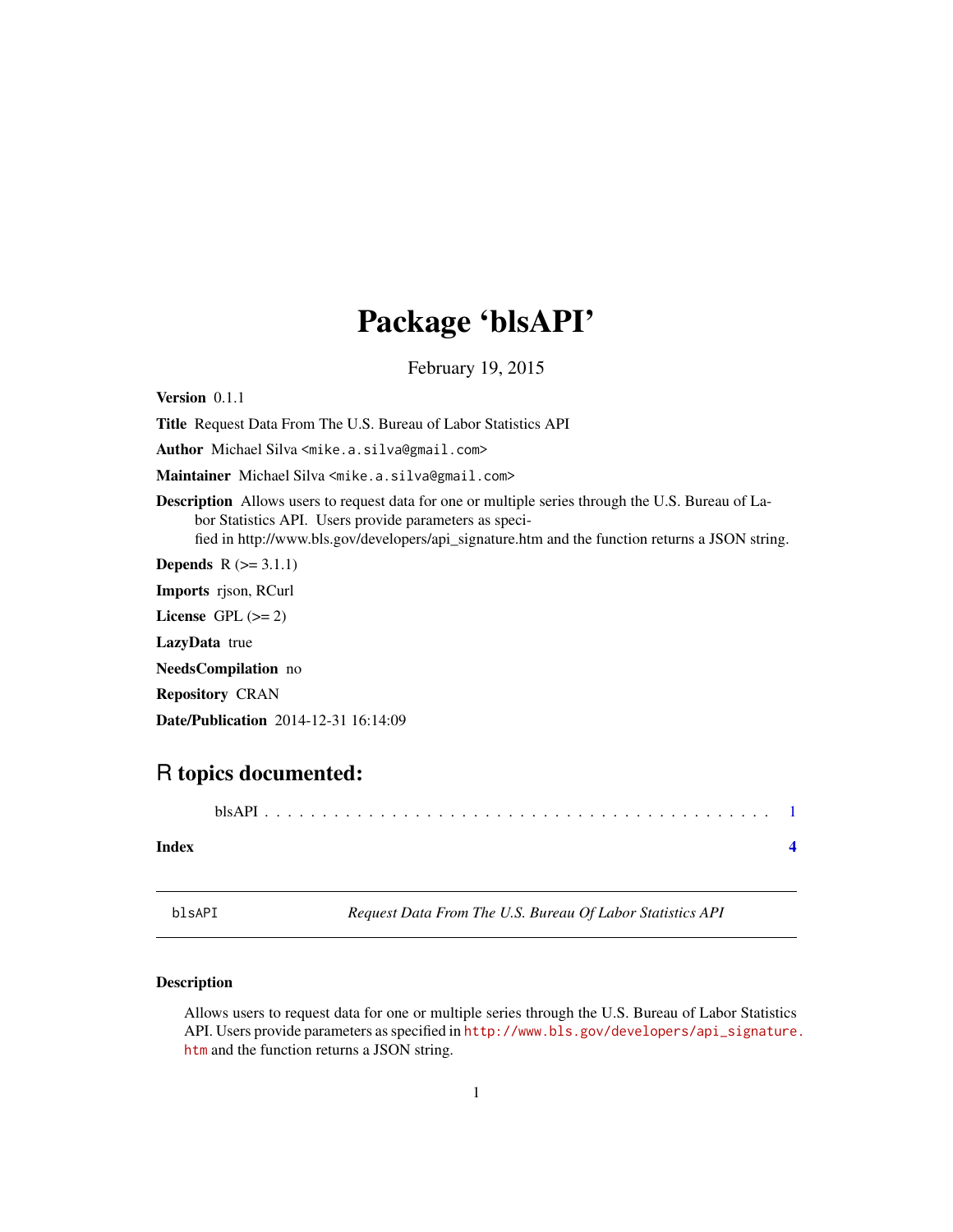# Package 'blsAPI'

February 19, 2015

**Version** 0.1.1

**Title** Request Data From The U.S. Bureau of Labor Statistics API

**Author** Michael Silva <mike.a.silva@gmail.com>

**Maintainer** Michael Silva <mike.a.silva@gmail.com>

**Description** Allows users to request data for one or multiple series through the U.S. Bureau of Labor Statistics API. Users provide parameters as specified in http://www.bls.gov/developers/api_signature.htm and the function returns a JSON string.

**Depends** R (>= 3.1.1)

**Imports** rjson, RCurl

**License** GPL (>= 2)

**LazyData** true

**NeedsCompilation** no

**Repository** CRAN

**Date/Publication** 2014-12-31 16:14:09

## R topics documented:

blsAPI . . . . . . . . . . . . . . . . . . . . . . . . . . . . . . . . . . . . . . . . . . . . 1

**Index** **4**

---

`blsAPI` *Request Data From The U.S. Bureau Of Labor Statistics API*

---

### Description

Allows users to request data for one or multiple series through the U.S. Bureau of Labor Statistics API. Users provide parameters as specified in http://www.bls.gov/developers/api_signature.htm and the function returns a JSON string.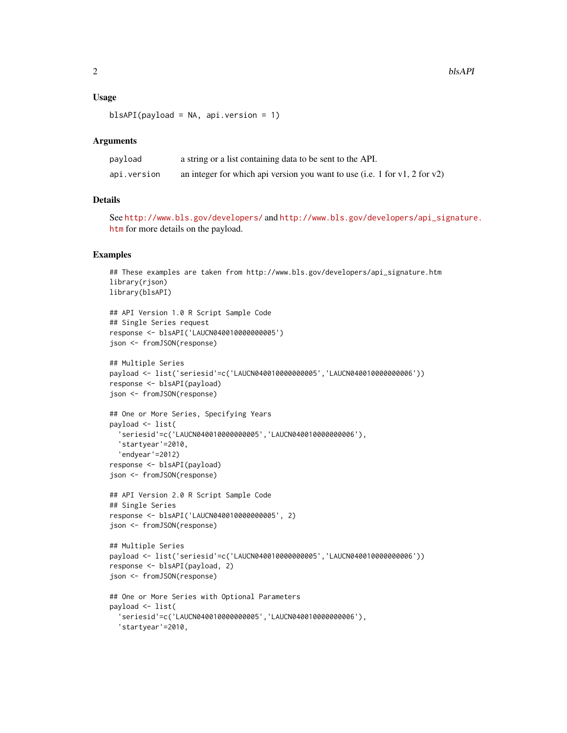### Usage

```
blsAPI(payload = NA, api.version = 1)
```

### Arguments

| | |
|---|---|
| payload | a string or a list containing data to be sent to the API. |
| api.version | an integer for which api version you want to use (i.e. 1 for v1, 2 for v2) |

### Details

See http://www.bls.gov/developers/ and http://www.bls.gov/developers/api_signature.htm for more details on the payload.

### Examples

```
## These examples are taken from http://www.bls.gov/developers/api_signature.htm
library(rjson)
library(blsAPI)

## API Version 1.0 R Script Sample Code
## Single Series request
response <- blsAPI('LAUCN040010000000005')
json <- fromJSON(response)

## Multiple Series
payload <- list('seriesid'=c('LAUCN040010000000005','LAUCN040010000000006'))
response <- blsAPI(payload)
json <- fromJSON(response)

## One or More Series, Specifying Years
payload <- list(
  'seriesid'=c('LAUCN040010000000005','LAUCN040010000000006'),
  'startyear'=2010,
  'endyear'=2012)
response <- blsAPI(payload)
json <- fromJSON(response)

## API Version 2.0 R Script Sample Code
## Single Series
response <- blsAPI('LAUCN040010000000005', 2)
json <- fromJSON(response)

## Multiple Series
payload <- list('seriesid'=c('LAUCN040010000000005','LAUCN040010000000006'))
response <- blsAPI(payload, 2)
json <- fromJSON(response)

## One or More Series with Optional Parameters
payload <- list(
  'seriesid'=c('LAUCN040010000000005','LAUCN040010000000006'),
  'startyear'=2010,
```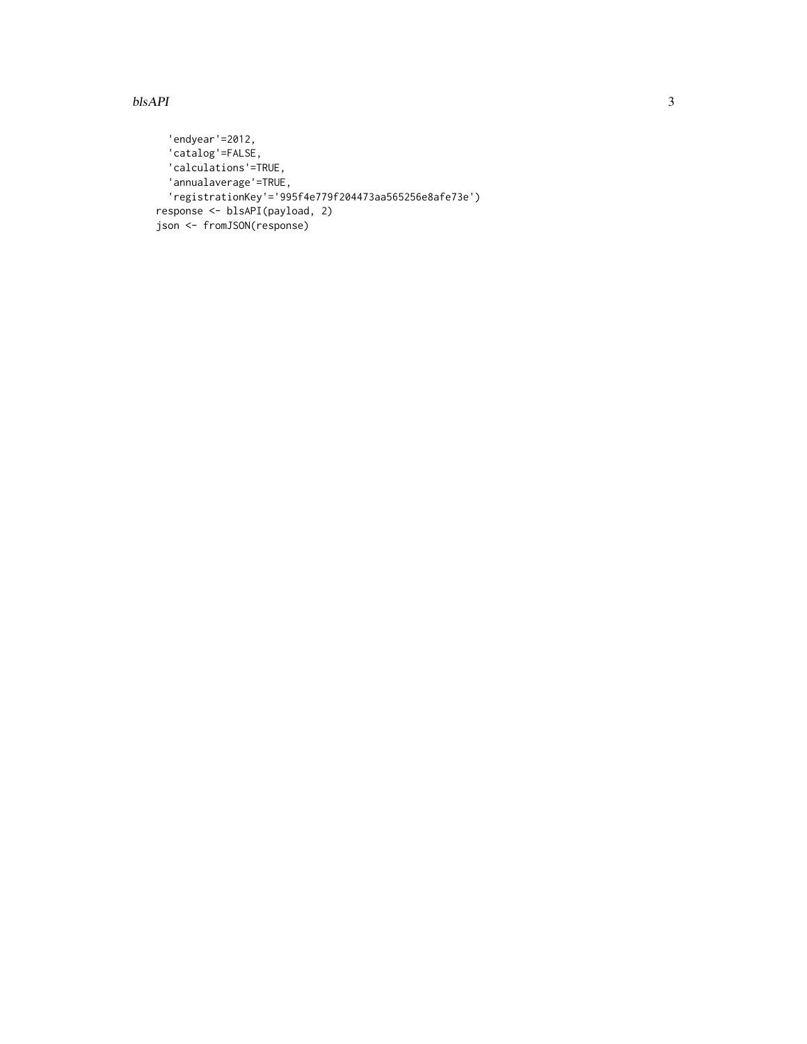```
    'endyear'=2012,
    'catalog'=FALSE,
    'calculations'=TRUE,
    'annualaverage'=TRUE,
    'registrationKey'='995f4e779f204473aa565256e8afe73e')
  response <- blsAPI(payload, 2)
  json <- fromJSON(response)
```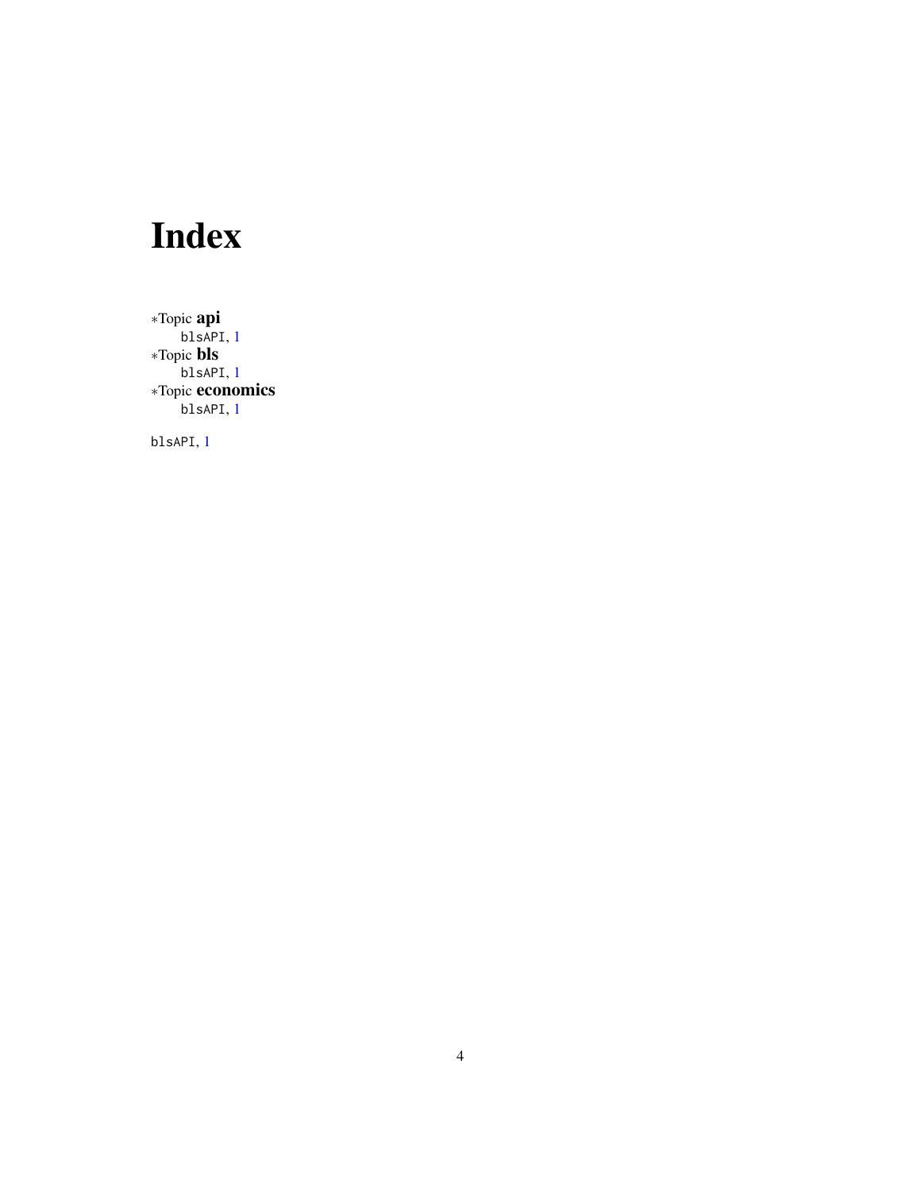# Index

∗Topic **api**
  blsAPI, 1
∗Topic **bls**
  blsAPI, 1
∗Topic **economics**
  blsAPI, 1

blsAPI, 1